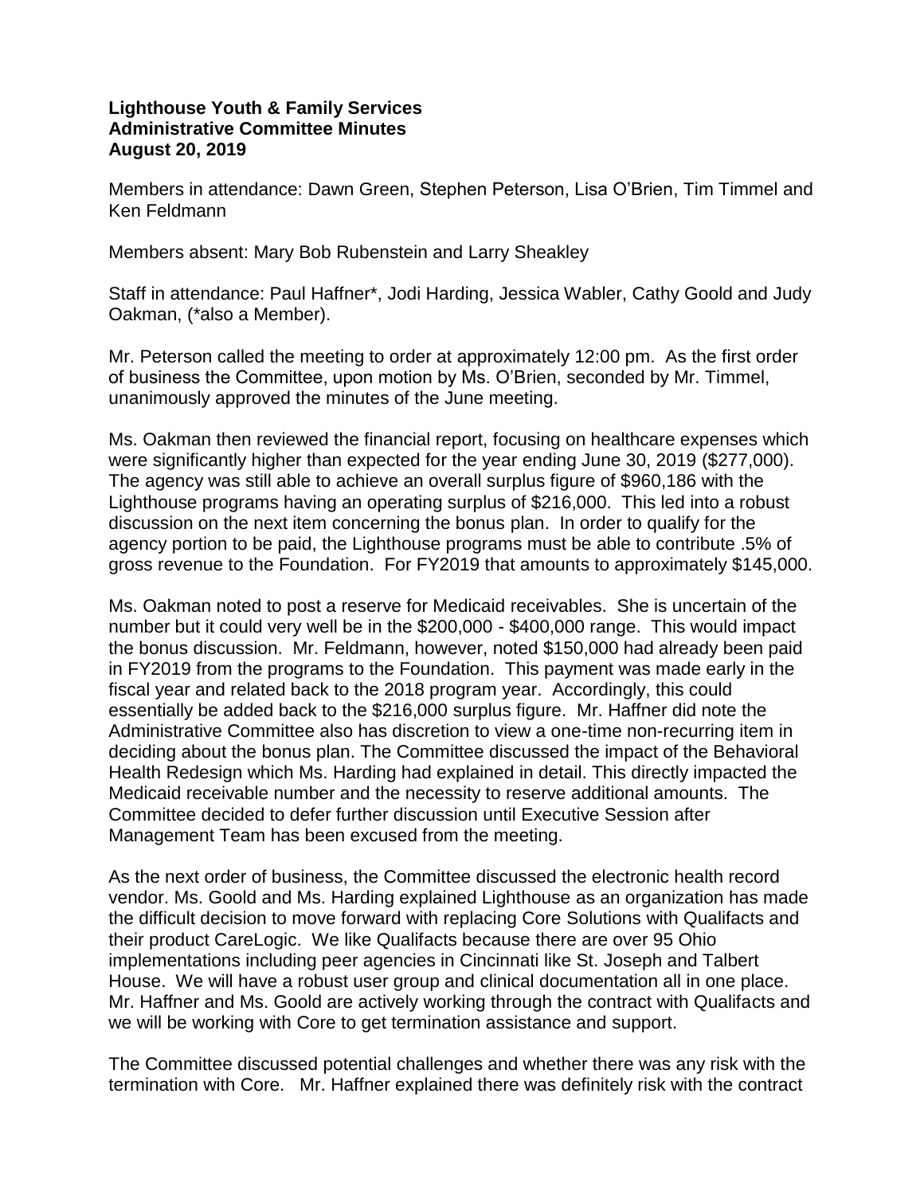**Lighthouse Youth & Family Services**
**Administrative Committee Minutes**
**August 20, 2019**

Members in attendance: Dawn Green, Stephen Peterson, Lisa O'Brien, Tim Timmel and Ken Feldmann

Members absent: Mary Bob Rubenstein and Larry Sheakley

Staff in attendance: Paul Haffner*, Jodi Harding, Jessica Wabler, Cathy Goold and Judy Oakman, (*also a Member).

Mr. Peterson called the meeting to order at approximately 12:00 pm. As the first order of business the Committee, upon motion by Ms. O'Brien, seconded by Mr. Timmel, unanimously approved the minutes of the June meeting.

Ms. Oakman then reviewed the financial report, focusing on healthcare expenses which were significantly higher than expected for the year ending June 30, 2019 ($277,000). The agency was still able to achieve an overall surplus figure of $960,186 with the Lighthouse programs having an operating surplus of $216,000. This led into a robust discussion on the next item concerning the bonus plan. In order to qualify for the agency portion to be paid, the Lighthouse programs must be able to contribute .5% of gross revenue to the Foundation. For FY2019 that amounts to approximately $145,000.

Ms. Oakman noted to post a reserve for Medicaid receivables. She is uncertain of the number but it could very well be in the $200,000 - $400,000 range. This would impact the bonus discussion. Mr. Feldmann, however, noted $150,000 had already been paid in FY2019 from the programs to the Foundation. This payment was made early in the fiscal year and related back to the 2018 program year. Accordingly, this could essentially be added back to the $216,000 surplus figure. Mr. Haffner did note the Administrative Committee also has discretion to view a one-time non-recurring item in deciding about the bonus plan. The Committee discussed the impact of the Behavioral Health Redesign which Ms. Harding had explained in detail. This directly impacted the Medicaid receivable number and the necessity to reserve additional amounts. The Committee decided to defer further discussion until Executive Session after Management Team has been excused from the meeting.

As the next order of business, the Committee discussed the electronic health record vendor. Ms. Goold and Ms. Harding explained Lighthouse as an organization has made the difficult decision to move forward with replacing Core Solutions with Qualifacts and their product CareLogic. We like Qualifacts because there are over 95 Ohio implementations including peer agencies in Cincinnati like St. Joseph and Talbert House. We will have a robust user group and clinical documentation all in one place. Mr. Haffner and Ms. Goold are actively working through the contract with Qualifacts and we will be working with Core to get termination assistance and support.

The Committee discussed potential challenges and whether there was any risk with the termination with Core. Mr. Haffner explained there was definitely risk with the contract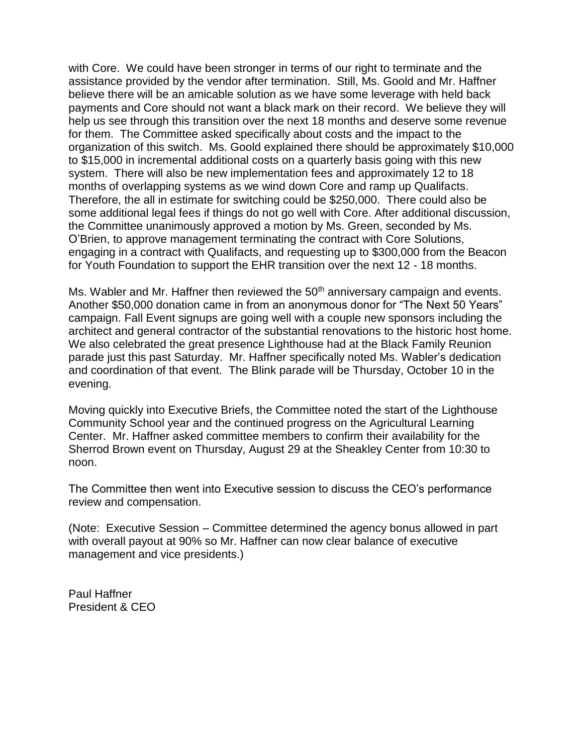with Core. We could have been stronger in terms of our right to terminate and the assistance provided by the vendor after termination. Still, Ms. Goold and Mr. Haffner believe there will be an amicable solution as we have some leverage with held back payments and Core should not want a black mark on their record. We believe they will help us see through this transition over the next 18 months and deserve some revenue for them. The Committee asked specifically about costs and the impact to the organization of this switch. Ms. Goold explained there should be approximately $10,000 to $15,000 in incremental additional costs on a quarterly basis going with this new system. There will also be new implementation fees and approximately 12 to 18 months of overlapping systems as we wind down Core and ramp up Qualifacts. Therefore, the all in estimate for switching could be $250,000. There could also be some additional legal fees if things do not go well with Core. After additional discussion, the Committee unanimously approved a motion by Ms. Green, seconded by Ms. O'Brien, to approve management terminating the contract with Core Solutions, engaging in a contract with Qualifacts, and requesting up to $300,000 from the Beacon for Youth Foundation to support the EHR transition over the next 12 - 18 months.

Ms. Wabler and Mr. Haffner then reviewed the 50th anniversary campaign and events. Another $50,000 donation came in from an anonymous donor for "The Next 50 Years" campaign. Fall Event signups are going well with a couple new sponsors including the architect and general contractor of the substantial renovations to the historic host home. We also celebrated the great presence Lighthouse had at the Black Family Reunion parade just this past Saturday. Mr. Haffner specifically noted Ms. Wabler's dedication and coordination of that event. The Blink parade will be Thursday, October 10 in the evening.

Moving quickly into Executive Briefs, the Committee noted the start of the Lighthouse Community School year and the continued progress on the Agricultural Learning Center. Mr. Haffner asked committee members to confirm their availability for the Sherrod Brown event on Thursday, August 29 at the Sheakley Center from 10:30 to noon.

The Committee then went into Executive session to discuss the CEO's performance review and compensation.

(Note: Executive Session – Committee determined the agency bonus allowed in part with overall payout at 90% so Mr. Haffner can now clear balance of executive management and vice presidents.)

Paul Haffner
President & CEO